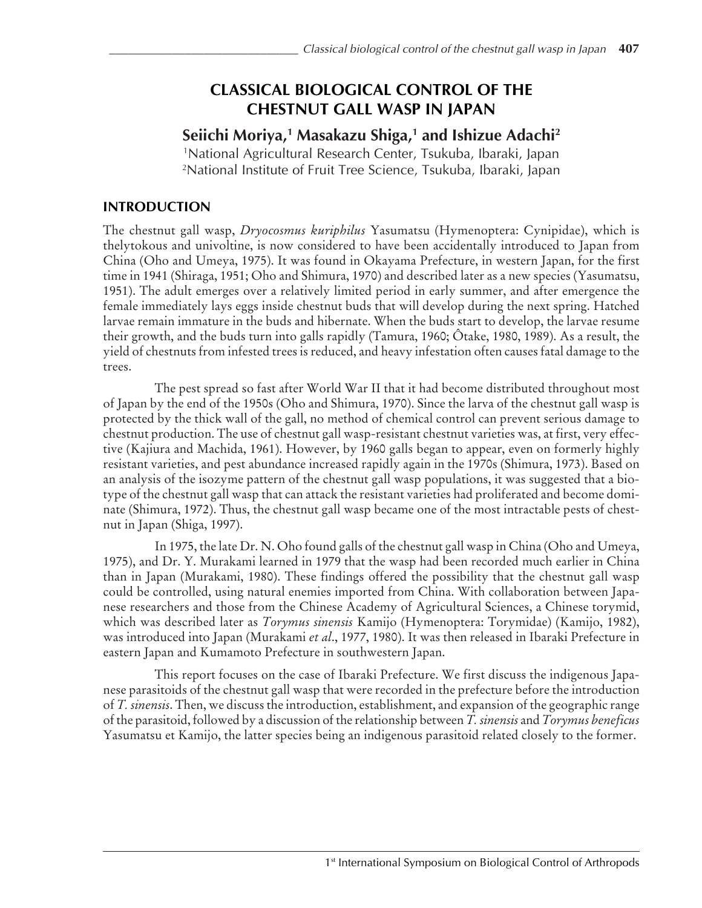# CLASSICAL BIOLOGICAL CONTROL OF THE CHESTNUT GALL WASP IN JAPAN

**Seiichi Moriya,[1] Masakazu Shiga,[1] and Ishizue Adachi[2]**

[1]National Agricultural Research Center, Tsukuba, Ibaraki, Japan
[2]National Institute of Fruit Tree Science, Tsukuba, Ibaraki, Japan

## INTRODUCTION

The chestnut gall wasp, *Dryocosmus kuriphilus* Yasumatsu (Hymenoptera: Cynipidae), which is thelytokous and univoltine, is now considered to have been accidentally introduced to Japan from China (Oho and Umeya, 1975). It was found in Okayama Prefecture, in western Japan, for the first time in 1941 (Shiraga, 1951; Oho and Shimura, 1970) and described later as a new species (Yasumatsu, 1951). The adult emerges over a relatively limited period in early summer, and after emergence the female immediately lays eggs inside chestnut buds that will develop during the next spring. Hatched larvae remain immature in the buds and hibernate. When the buds start to develop, the larvae resume their growth, and the buds turn into galls rapidly (Tamura, 1960; Ôtake, 1980, 1989). As a result, the yield of chestnuts from infested trees is reduced, and heavy infestation often causes fatal damage to the trees.

The pest spread so fast after World War II that it had become distributed throughout most of Japan by the end of the 1950s (Oho and Shimura, 1970). Since the larva of the chestnut gall wasp is protected by the thick wall of the gall, no method of chemical control can prevent serious damage to chestnut production. The use of chestnut gall wasp-resistant chestnut varieties was, at first, very effective (Kajiura and Machida, 1961). However, by 1960 galls began to appear, even on formerly highly resistant varieties, and pest abundance increased rapidly again in the 1970s (Shimura, 1973). Based on an analysis of the isozyme pattern of the chestnut gall wasp populations, it was suggested that a biotype of the chestnut gall wasp that can attack the resistant varieties had proliferated and become dominate (Shimura, 1972). Thus, the chestnut gall wasp became one of the most intractable pests of chestnut in Japan (Shiga, 1997).

In 1975, the late Dr. N. Oho found galls of the chestnut gall wasp in China (Oho and Umeya, 1975), and Dr. Y. Murakami learned in 1979 that the wasp had been recorded much earlier in China than in Japan (Murakami, 1980). These findings offered the possibility that the chestnut gall wasp could be controlled, using natural enemies imported from China. With collaboration between Japanese researchers and those from the Chinese Academy of Agricultural Sciences, a Chinese torymid, which was described later as *Torymus sinensis* Kamijo (Hymenoptera: Torymidae) (Kamijo, 1982), was introduced into Japan (Murakami *et al*., 1977, 1980). It was then released in Ibaraki Prefecture in eastern Japan and Kumamoto Prefecture in southwestern Japan.

This report focuses on the case of Ibaraki Prefecture. We first discuss the indigenous Japanese parasitoids of the chestnut gall wasp that were recorded in the prefecture before the introduction of *T. sinensis*. Then, we discuss the introduction, establishment, and expansion of the geographic range of the parasitoid, followed by a discussion of the relationship between *T. sinensis* and *Torymus beneficus* Yasumatsu et Kamijo, the latter species being an indigenous parasitoid related closely to the former.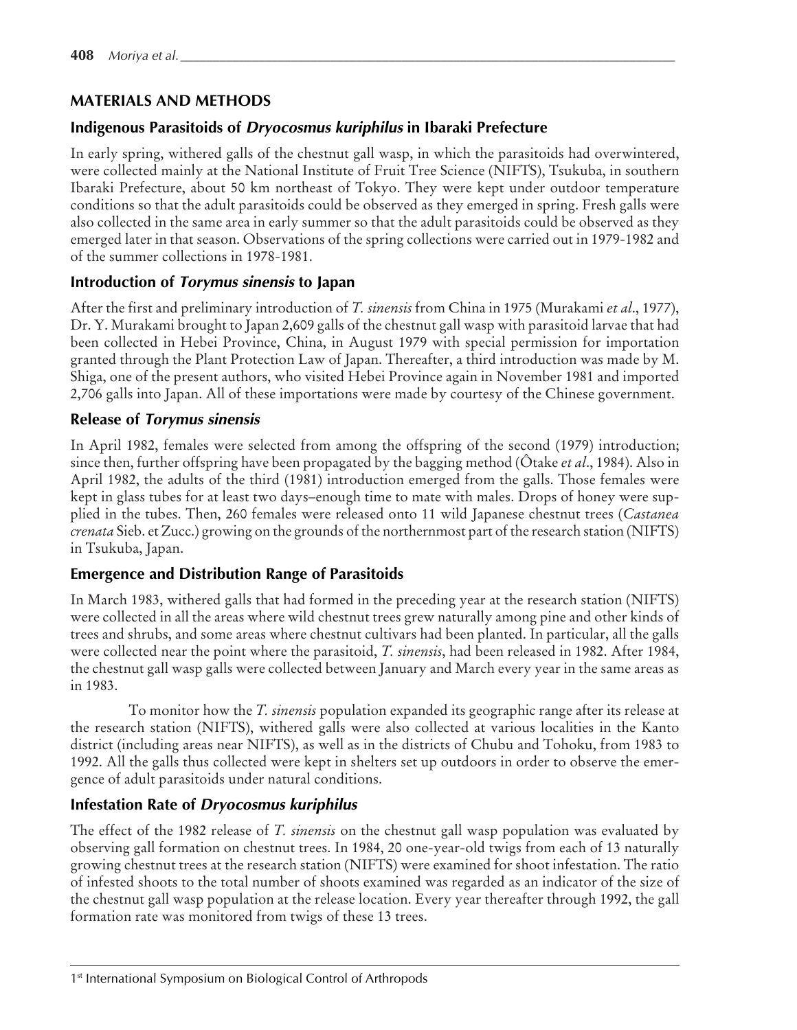## MATERIALS AND METHODS

### Indigenous Parasitoids of *Dryocosmus kuriphilus* in Ibaraki Prefecture

In early spring, withered galls of the chestnut gall wasp, in which the parasitoids had overwintered, were collected mainly at the National Institute of Fruit Tree Science (NIFTS), Tsukuba, in southern Ibaraki Prefecture, about 50 km northeast of Tokyo. They were kept under outdoor temperature conditions so that the adult parasitoids could be observed as they emerged in spring. Fresh galls were also collected in the same area in early summer so that the adult parasitoids could be observed as they emerged later in that season. Observations of the spring collections were carried out in 1979-1982 and of the summer collections in 1978-1981.

### Introduction of *Torymus sinensis* to Japan

After the first and preliminary introduction of *T. sinensis* from China in 1975 (Murakami *et al*., 1977), Dr. Y. Murakami brought to Japan 2,609 galls of the chestnut gall wasp with parasitoid larvae that had been collected in Hebei Province, China, in August 1979 with special permission for importation granted through the Plant Protection Law of Japan. Thereafter, a third introduction was made by M. Shiga, one of the present authors, who visited Hebei Province again in November 1981 and imported 2,706 galls into Japan. All of these importations were made by courtesy of the Chinese government.

### Release of *Torymus sinensis*

In April 1982, females were selected from among the offspring of the second (1979) introduction; since then, further offspring have been propagated by the bagging method (Ôtake *et al*., 1984). Also in April 1982, the adults of the third (1981) introduction emerged from the galls. Those females were kept in glass tubes for at least two days–enough time to mate with males. Drops of honey were supplied in the tubes. Then, 260 females were released onto 11 wild Japanese chestnut trees (*Castanea crenata* Sieb. et Zucc.) growing on the grounds of the northernmost part of the research station (NIFTS) in Tsukuba, Japan.

### Emergence and Distribution Range of Parasitoids

In March 1983, withered galls that had formed in the preceding year at the research station (NIFTS) were collected in all the areas where wild chestnut trees grew naturally among pine and other kinds of trees and shrubs, and some areas where chestnut cultivars had been planted. In particular, all the galls were collected near the point where the parasitoid, *T. sinensis*, had been released in 1982. After 1984, the chestnut gall wasp galls were collected between January and March every year in the same areas as in 1983.

To monitor how the *T. sinensis* population expanded its geographic range after its release at the research station (NIFTS), withered galls were also collected at various localities in the Kanto district (including areas near NIFTS), as well as in the districts of Chubu and Tohoku, from 1983 to 1992. All the galls thus collected were kept in shelters set up outdoors in order to observe the emergence of adult parasitoids under natural conditions.

### Infestation Rate of *Dryocosmus kuriphilus*

The effect of the 1982 release of *T. sinensis* on the chestnut gall wasp population was evaluated by observing gall formation on chestnut trees. In 1984, 20 one-year-old twigs from each of 13 naturally growing chestnut trees at the research station (NIFTS) were examined for shoot infestation. The ratio of infested shoots to the total number of shoots examined was regarded as an indicator of the size of the chestnut gall wasp population at the release location. Every year thereafter through 1992, the gall formation rate was monitored from twigs of these 13 trees.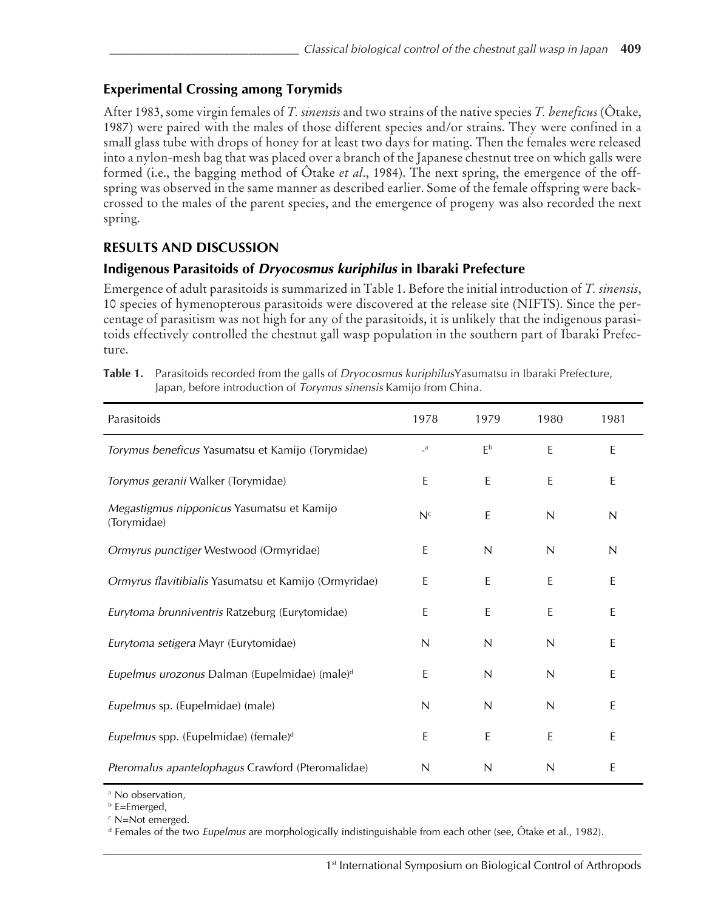### Experimental Crossing among Torymids

After 1983, some virgin females of *T. sinensis* and two strains of the native species *T. beneficus* (Ôtake, 1987) were paired with the males of those different species and/or strains. They were confined in a small glass tube with drops of honey for at least two days for mating. Then the females were released into a nylon-mesh bag that was placed over a branch of the Japanese chestnut tree on which galls were formed (i.e., the bagging method of Ôtake *et al*., 1984). The next spring, the emergence of the offspring was observed in the same manner as described earlier. Some of the female offspring were backcrossed to the males of the parent species, and the emergence of progeny was also recorded the next spring.

## RESULTS AND DISCUSSION

### Indigenous Parasitoids of *Dryocosmus kuriphilus* in Ibaraki Prefecture

Emergence of adult parasitoids is summarized in Table 1. Before the initial introduction of *T. sinensis*, 10 species of hymenopterous parasitoids were discovered at the release site (NIFTS). Since the percentage of parasitism was not high for any of the parasitoids, it is unlikely that the indigenous parasitoids effectively controlled the chestnut gall wasp population in the southern part of Ibaraki Prefecture.

**Table 1.** Parasitoids recorded from the galls of *Dryocosmus kuriphilus* Yasumatsu in Ibaraki Prefecture, Japan, before introduction of *Torymus sinensis* Kamijo from China.

| Parasitoids | 1978 | 1979 | 1980 | 1981 |
|---|---|---|---|---|
| *Torymus beneficus* Yasumatsu et Kamijo (Torymidae) | -[a] | E[b] | E | E |
| *Torymus geranii* Walker (Torymidae) | E | E | E | E |
| *Megastigmus nipponicus* Yasumatsu et Kamijo (Torymidae) | N[c] | E | N | N |
| *Ormyrus punctiger* Westwood (Ormyridae) | E | N | N | N |
| *Ormyrus flavitibialis* Yasumatsu et Kamijo (Ormyridae) | E | E | E | E |
| *Eurytoma brunniventris* Ratzeburg (Eurytomidae) | E | E | E | E |
| *Eurytoma setigera* Mayr (Eurytomidae) | N | N | N | E |
| *Eupelmus urozonus* Dalman (Eupelmidae) (male)[d] | E | N | N | E |
| *Eupelmus* sp. (Eupelmidae) (male) | N | N | N | E |
| *Eupelmus* spp. (Eupelmidae) (female)[d] | E | E | E | E |
| *Pteromalus apantelophagus* Crawford (Pteromalidae) | N | N | N | E |

[a] No observation,
[b] E=Emerged,
[c] N=Not emerged.
[d] Females of the two *Eupelmus* are morphologically indistinguishable from each other (see, Ôtake et al., 1982).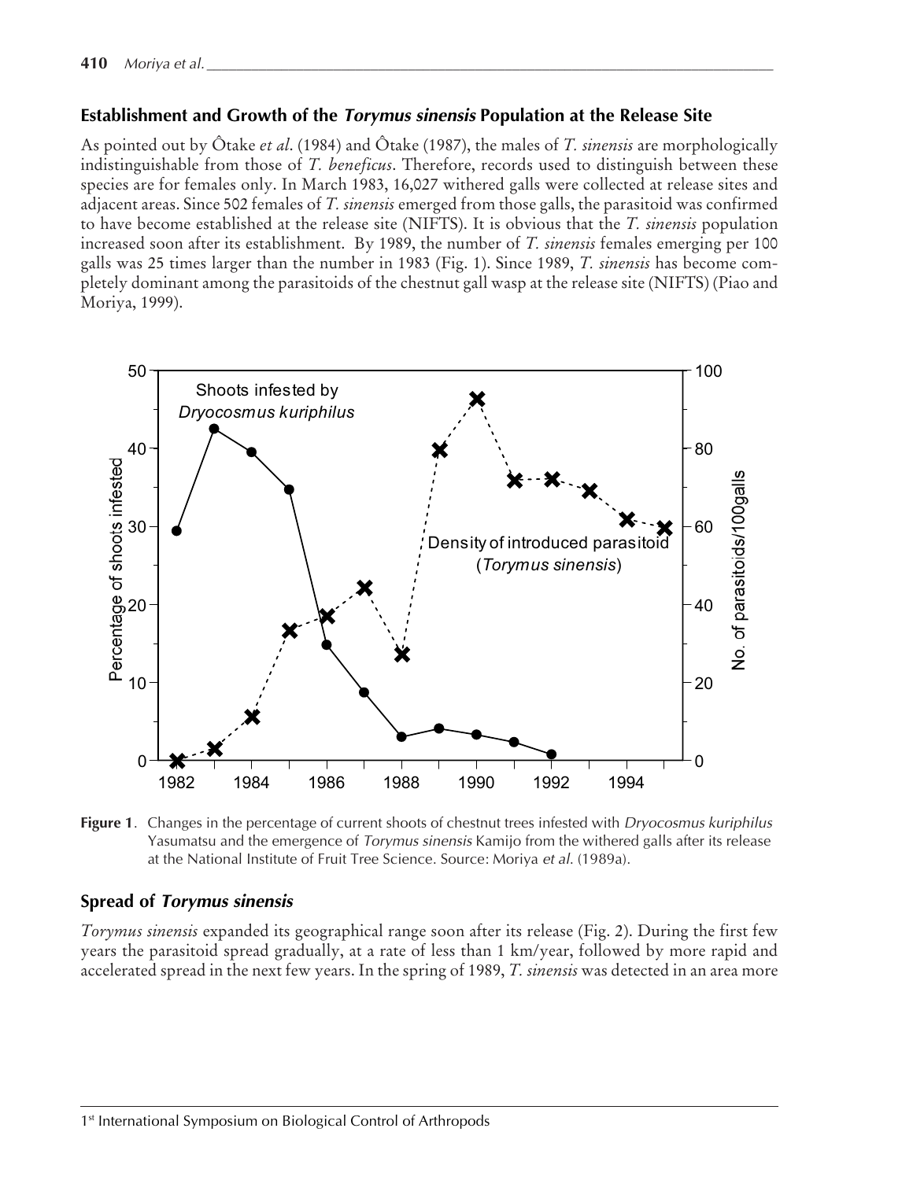### Establishment and Growth of the *Torymus sinensis* Population at the Release Site

As pointed out by Ôtake *et al*. (1984) and Ôtake (1987), the males of *T. sinensis* are morphologically indistinguishable from those of *T. beneficus*. Therefore, records used to distinguish between these species are for females only. In March 1983, 16,027 withered galls were collected at release sites and adjacent areas. Since 502 females of *T. sinensis* emerged from those galls, the parasitoid was confirmed to have become established at the release site (NIFTS). It is obvious that the *T. sinensis* population increased soon after its establishment. By 1989, the number of *T. sinensis* females emerging per 100 galls was 25 times larger than the number in 1983 (Fig. 1). Since 1989, *T. sinensis* has become completely dominant among the parasitoids of the chestnut gall wasp at the release site (NIFTS) (Piao and Moriya, 1999).

**Figure 1**. Changes in the percentage of current shoots of chestnut trees infested with *Dryocosmus kuriphilus* Yasumatsu and the emergence of *Torymus sinensis* Kamijo from the withered galls after its release at the National Institute of Fruit Tree Science. Source: Moriya *et al*. (1989a).

### Spread of *Torymus sinensis*

*Torymus sinensis* expanded its geographical range soon after its release (Fig. 2). During the first few years the parasitoid spread gradually, at a rate of less than 1 km/year, followed by more rapid and accelerated spread in the next few years. In the spring of 1989, *T. sinensis* was detected in an area more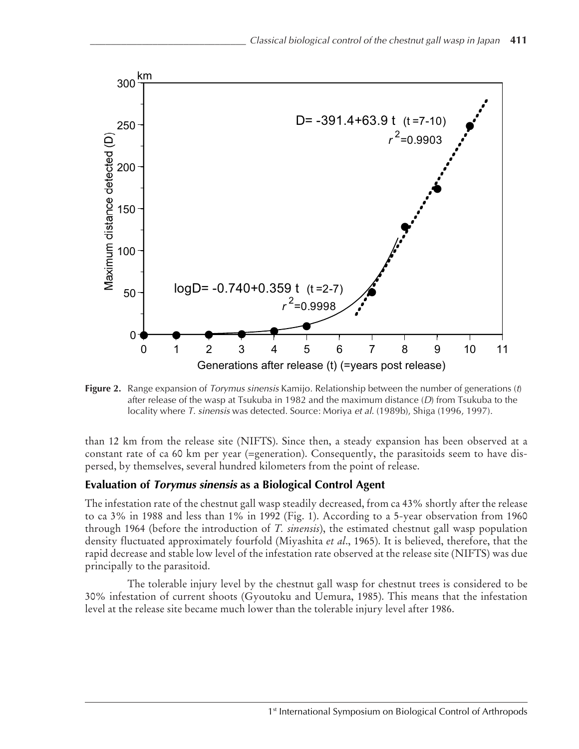**Figure 2.** Range expansion of *Torymus sinensis* Kamijo. Relationship between the number of generations ($t$) after release of the wasp at Tsukuba in 1982 and the maximum distance ($D$) from Tsukuba to the locality where *T. sinensis* was detected. Source: Moriya *et al.* (1989b), Shiga (1996, 1997).

than 12 km from the release site (NIFTS). Since then, a steady expansion has been observed at a constant rate of ca 60 km per year (=generation). Consequently, the parasitoids seem to have dispersed, by themselves, several hundred kilometers from the point of release.

## Evaluation of *Torymus sinensis* as a Biological Control Agent

The infestation rate of the chestnut gall wasp steadily decreased, from ca 43% shortly after the release to ca 3% in 1988 and less than 1% in 1992 (Fig. 1). According to a 5-year observation from 1960 through 1964 (before the introduction of *T. sinensis*), the estimated chestnut gall wasp population density fluctuated approximately fourfold (Miyashita *et al.*, 1965). It is believed, therefore, that the rapid decrease and stable low level of the infestation rate observed at the release site (NIFTS) was due principally to the parasitoid.

The tolerable injury level by the chestnut gall wasp for chestnut trees is considered to be 30% infestation of current shoots (Gyoutoku and Uemura, 1985). This means that the infestation level at the release site became much lower than the tolerable injury level after 1986.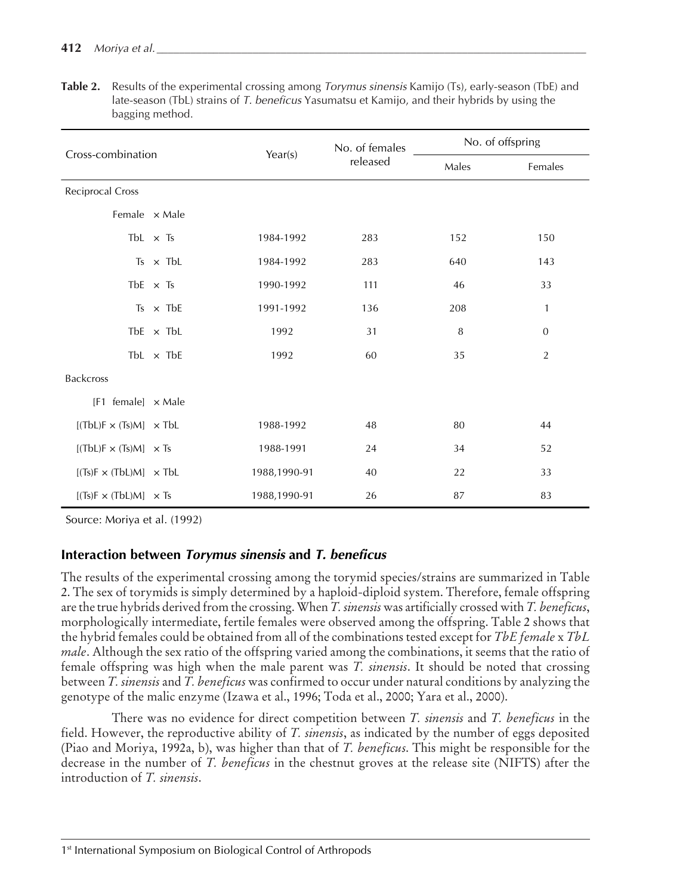**Table 2.** Results of the experimental crossing among *Torymus sinensis* Kamijo (Ts), early-season (TbE) and late-season (TbL) strains of *T. beneficus* Yasumatsu et Kamijo, and their hybrids by using the bagging method.

| Cross-combination | Year(s) | No. of females released | No. of offspring | |
|---|---|---|---|---|
| | | | Males | Females |
| Reciprocal Cross | | | | |
| Female × Male | | | | |
| TbL × Ts | 1984-1992 | 283 | 152 | 150 |
| Ts × TbL | 1984-1992 | 283 | 640 | 143 |
| TbE × Ts | 1990-1992 | 111 | 46 | 33 |
| Ts × TbE | 1991-1992 | 136 | 208 | 1 |
| TbE × TbL | 1992 | 31 | 8 | 0 |
| TbL × TbE | 1992 | 60 | 35 | 2 |
| Backcross | | | | |
| [F1 female] × Male | | | | |
| [(TbL)F × (Ts)M] × TbL | 1988-1992 | 48 | 80 | 44 |
| [(TbL)F × (Ts)M] × Ts | 1988-1991 | 24 | 34 | 52 |
| [(Ts)F × (TbL)M] × TbL | 1988,1990-91 | 40 | 22 | 33 |
| [(Ts)F × (TbL)M] × Ts | 1988,1990-91 | 26 | 87 | 83 |

Source: Moriya et al. (1992)

## Interaction between *Torymus sinensis* and *T. beneficus*

The results of the experimental crossing among the torymid species/strains are summarized in Table 2. The sex of torymids is simply determined by a haploid-diploid system. Therefore, female offspring are the true hybrids derived from the crossing. When *T. sinensis* was artificially crossed with *T. beneficus*, morphologically intermediate, fertile females were observed among the offspring. Table 2 shows that the hybrid females could be obtained from all of the combinations tested except for *TbE female* x *TbL male*. Although the sex ratio of the offspring varied among the combinations, it seems that the ratio of female offspring was high when the male parent was *T. sinensis*. It should be noted that crossing between *T. sinensis* and *T. beneficus* was confirmed to occur under natural conditions by analyzing the genotype of the malic enzyme (Izawa et al., 1996; Toda et al., 2000; Yara et al., 2000).

There was no evidence for direct competition between *T. sinensis* and *T. beneficus* in the field. However, the reproductive ability of *T. sinensis*, as indicated by the number of eggs deposited (Piao and Moriya, 1992a, b), was higher than that of *T. beneficus*. This might be responsible for the decrease in the number of *T. beneficus* in the chestnut groves at the release site (NIFTS) after the introduction of *T. sinensis*.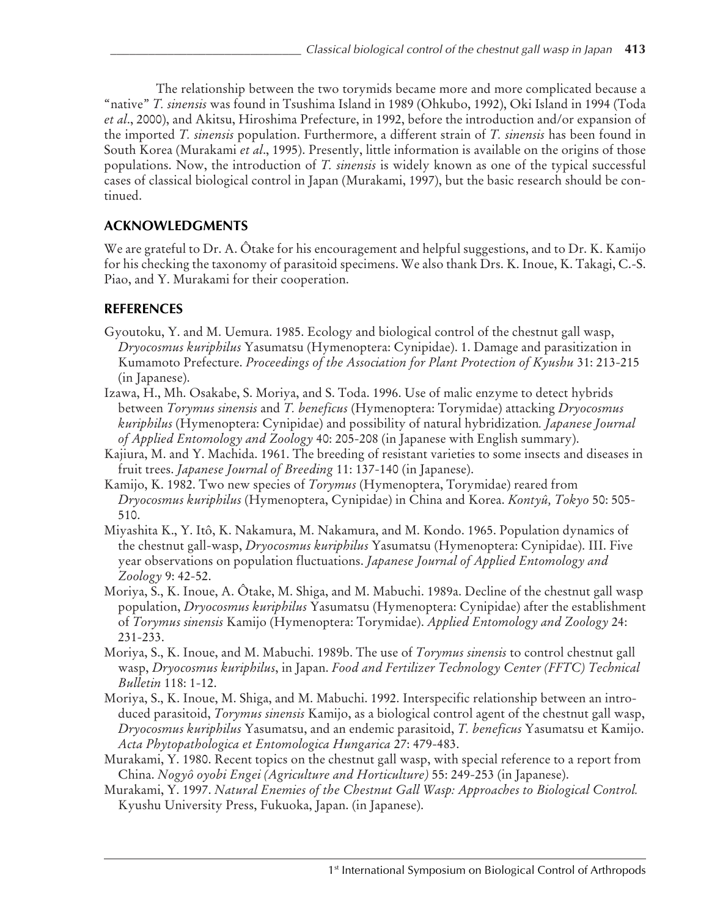The relationship between the two torymids became more and more complicated because a "native" *T. sinensis* was found in Tsushima Island in 1989 (Ohkubo, 1992), Oki Island in 1994 (Toda *et al*., 2000), and Akitsu, Hiroshima Prefecture, in 1992, before the introduction and/or expansion of the imported *T. sinensis* population. Furthermore, a different strain of *T. sinensis* has been found in South Korea (Murakami *et al*., 1995). Presently, little information is available on the origins of those populations. Now, the introduction of *T. sinensis* is widely known as one of the typical successful cases of classical biological control in Japan (Murakami, 1997), but the basic research should be continued.

## ACKNOWLEDGMENTS

We are grateful to Dr. A. Ôtake for his encouragement and helpful suggestions, and to Dr. K. Kamijo for his checking the taxonomy of parasitoid specimens. We also thank Drs. K. Inoue, K. Takagi, C.-S. Piao, and Y. Murakami for their cooperation.

## REFERENCES

Gyoutoku, Y. and M. Uemura. 1985. Ecology and biological control of the chestnut gall wasp, *Dryocosmus kuriphilus* Yasumatsu (Hymenoptera: Cynipidae). 1. Damage and parasitization in Kumamoto Prefecture. *Proceedings of the Association for Plant Protection of Kyushu* 31: 213-215 (in Japanese).

Izawa, H., Mh. Osakabe, S. Moriya, and S. Toda. 1996. Use of malic enzyme to detect hybrids between *Torymus sinensis* and *T. beneficus* (Hymenoptera: Torymidae) attacking *Dryocosmus kuriphilus* (Hymenoptera: Cynipidae) and possibility of natural hybridization. *Japanese Journal of Applied Entomology and Zoology* 40: 205-208 (in Japanese with English summary).

Kajiura, M. and Y. Machida. 1961. The breeding of resistant varieties to some insects and diseases in fruit trees. *Japanese Journal of Breeding* 11: 137-140 (in Japanese).

Kamijo, K. 1982. Two new species of *Torymus* (Hymenoptera, Torymidae) reared from *Dryocosmus kuriphilus* (Hymenoptera, Cynipidae) in China and Korea. *Kontyû, Tokyo* 50: 505-510.

Miyashita K., Y. Itô, K. Nakamura, M. Nakamura, and M. Kondo. 1965. Population dynamics of the chestnut gall-wasp, *Dryocosmus kuriphilus* Yasumatsu (Hymenoptera: Cynipidae). III. Five year observations on population fluctuations. *Japanese Journal of Applied Entomology and Zoology* 9: 42-52.

Moriya, S., K. Inoue, A. Ôtake, M. Shiga, and M. Mabuchi. 1989a. Decline of the chestnut gall wasp population, *Dryocosmus kuriphilus* Yasumatsu (Hymenoptera: Cynipidae) after the establishment of *Torymus sinensis* Kamijo (Hymenoptera: Torymidae). *Applied Entomology and Zoology* 24: 231-233.

Moriya, S., K. Inoue, and M. Mabuchi. 1989b. The use of *Torymus sinensis* to control chestnut gall wasp, *Dryocosmus kuriphilus*, in Japan. *Food and Fertilizer Technology Center (FFTC) Technical Bulletin* 118: 1-12.

Moriya, S., K. Inoue, M. Shiga, and M. Mabuchi. 1992. Interspecific relationship between an introduced parasitoid, *Torymus sinensis* Kamijo, as a biological control agent of the chestnut gall wasp, *Dryocosmus kuriphilus* Yasumatsu, and an endemic parasitoid, *T. beneficus* Yasumatsu et Kamijo. *Acta Phytopathologica et Entomologica Hungarica* 27: 479-483.

Murakami, Y. 1980. Recent topics on the chestnut gall wasp, with special reference to a report from China. *Nogyô oyobi Engei (Agriculture and Horticulture)* 55: 249-253 (in Japanese).

Murakami, Y. 1997. *Natural Enemies of the Chestnut Gall Wasp: Approaches to Biological Control.* Kyushu University Press, Fukuoka, Japan. (in Japanese).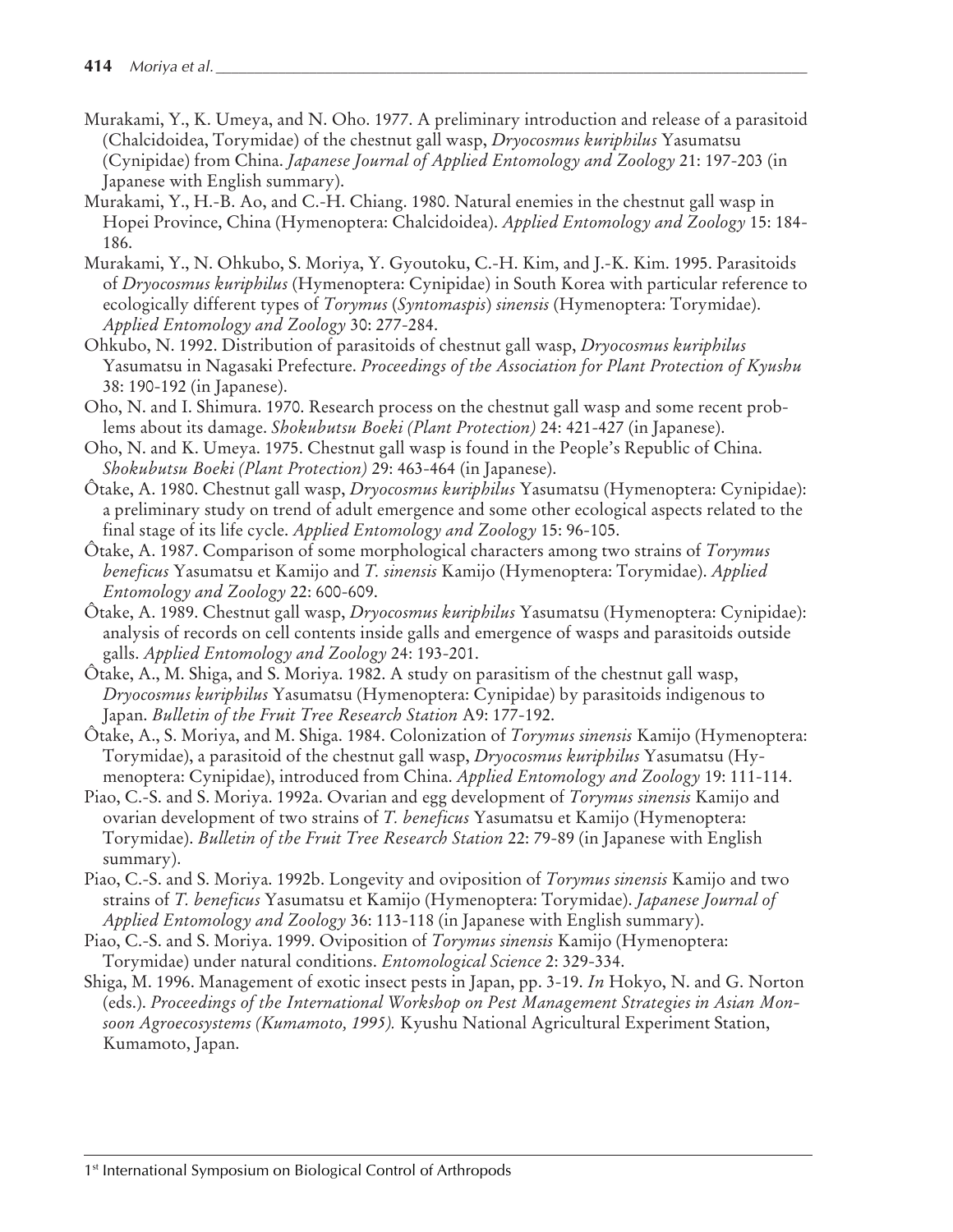Murakami, Y., K. Umeya, and N. Oho. 1977. A preliminary introduction and release of a parasitoid (Chalcidoidea, Torymidae) of the chestnut gall wasp, *Dryocosmus kuriphilus* Yasumatsu (Cynipidae) from China. *Japanese Journal of Applied Entomology and Zoology* 21: 197-203 (in Japanese with English summary).

Murakami, Y., H.-B. Ao, and C.-H. Chiang. 1980. Natural enemies in the chestnut gall wasp in Hopei Province, China (Hymenoptera: Chalcidoidea). *Applied Entomology and Zoology* 15: 184-186.

Murakami, Y., N. Ohkubo, S. Moriya, Y. Gyoutoku, C.-H. Kim, and J.-K. Kim. 1995. Parasitoids of *Dryocosmus kuriphilus* (Hymenoptera: Cynipidae) in South Korea with particular reference to ecologically different types of *Torymus* (*Syntomaspis*) *sinensis* (Hymenoptera: Torymidae). *Applied Entomology and Zoology* 30: 277-284.

Ohkubo, N. 1992. Distribution of parasitoids of chestnut gall wasp, *Dryocosmus kuriphilus* Yasumatsu in Nagasaki Prefecture. *Proceedings of the Association for Plant Protection of Kyushu* 38: 190-192 (in Japanese).

Oho, N. and I. Shimura. 1970. Research process on the chestnut gall wasp and some recent problems about its damage. *Shokubutsu Boeki (Plant Protection)* 24: 421-427 (in Japanese).

Oho, N. and K. Umeya. 1975. Chestnut gall wasp is found in the People's Republic of China. *Shokubutsu Boeki (Plant Protection)* 29: 463-464 (in Japanese).

Ôtake, A. 1980. Chestnut gall wasp, *Dryocosmus kuriphilus* Yasumatsu (Hymenoptera: Cynipidae): a preliminary study on trend of adult emergence and some other ecological aspects related to the final stage of its life cycle. *Applied Entomology and Zoology* 15: 96-105.

Ôtake, A. 1987. Comparison of some morphological characters among two strains of *Torymus beneficus* Yasumatsu et Kamijo and *T. sinensis* Kamijo (Hymenoptera: Torymidae). *Applied Entomology and Zoology* 22: 600-609.

Ôtake, A. 1989. Chestnut gall wasp, *Dryocosmus kuriphilus* Yasumatsu (Hymenoptera: Cynipidae): analysis of records on cell contents inside galls and emergence of wasps and parasitoids outside galls. *Applied Entomology and Zoology* 24: 193-201.

Ôtake, A., M. Shiga, and S. Moriya. 1982. A study on parasitism of the chestnut gall wasp, *Dryocosmus kuriphilus* Yasumatsu (Hymenoptera: Cynipidae) by parasitoids indigenous to Japan. *Bulletin of the Fruit Tree Research Station* A9: 177-192.

Ôtake, A., S. Moriya, and M. Shiga. 1984. Colonization of *Torymus sinensis* Kamijo (Hymenoptera: Torymidae), a parasitoid of the chestnut gall wasp, *Dryocosmus kuriphilus* Yasumatsu (Hymenoptera: Cynipidae), introduced from China. *Applied Entomology and Zoology* 19: 111-114.

Piao, C.-S. and S. Moriya. 1992a. Ovarian and egg development of *Torymus sinensis* Kamijo and ovarian development of two strains of *T. beneficus* Yasumatsu et Kamijo (Hymenoptera: Torymidae). *Bulletin of the Fruit Tree Research Station* 22: 79-89 (in Japanese with English summary).

Piao, C.-S. and S. Moriya. 1992b. Longevity and oviposition of *Torymus sinensis* Kamijo and two strains of *T. beneficus* Yasumatsu et Kamijo (Hymenoptera: Torymidae). *Japanese Journal of Applied Entomology and Zoology* 36: 113-118 (in Japanese with English summary).

Piao, C.-S. and S. Moriya. 1999. Oviposition of *Torymus sinensis* Kamijo (Hymenoptera: Torymidae) under natural conditions. *Entomological Science* 2: 329-334.

Shiga, M. 1996. Management of exotic insect pests in Japan, pp. 3-19. *In* Hokyo, N. and G. Norton (eds.). *Proceedings of the International Workshop on Pest Management Strategies in Asian Monsoon Agroecosystems (Kumamoto, 1995).* Kyushu National Agricultural Experiment Station, Kumamoto, Japan.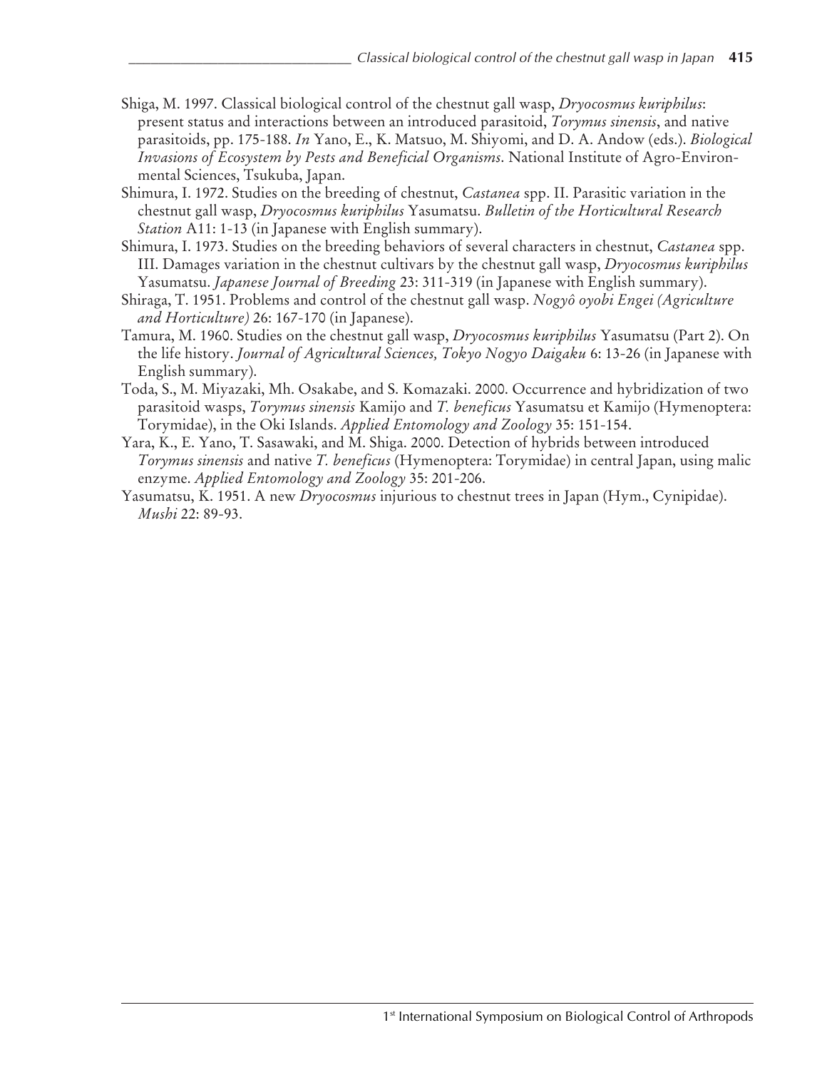Shiga, M. 1997. Classical biological control of the chestnut gall wasp, *Dryocosmus kuriphilus*: present status and interactions between an introduced parasitoid, *Torymus sinensis*, and native parasitoids, pp. 175-188. *In* Yano, E., K. Matsuo, M. Shiyomi, and D. A. Andow (eds.). *Biological Invasions of Ecosystem by Pests and Beneficial Organisms*. National Institute of Agro-Environmental Sciences, Tsukuba, Japan.

Shimura, I. 1972. Studies on the breeding of chestnut, *Castanea* spp. II. Parasitic variation in the chestnut gall wasp, *Dryocosmus kuriphilus* Yasumatsu. *Bulletin of the Horticultural Research Station* A11: 1-13 (in Japanese with English summary).

Shimura, I. 1973. Studies on the breeding behaviors of several characters in chestnut, *Castanea* spp. III. Damages variation in the chestnut cultivars by the chestnut gall wasp, *Dryocosmus kuriphilus* Yasumatsu. *Japanese Journal of Breeding* 23: 311-319 (in Japanese with English summary).

Shiraga, T. 1951. Problems and control of the chestnut gall wasp. *Nogyô oyobi Engei (Agriculture and Horticulture)* 26: 167-170 (in Japanese).

Tamura, M. 1960. Studies on the chestnut gall wasp, *Dryocosmus kuriphilus* Yasumatsu (Part 2). On the life history. *Journal of Agricultural Sciences, Tokyo Nogyo Daigaku* 6: 13-26 (in Japanese with English summary).

Toda, S., M. Miyazaki, Mh. Osakabe, and S. Komazaki. 2000. Occurrence and hybridization of two parasitoid wasps, *Torymus sinensis* Kamijo and *T. beneficus* Yasumatsu et Kamijo (Hymenoptera: Torymidae), in the Oki Islands. *Applied Entomology and Zoology* 35: 151-154.

Yara, K., E. Yano, T. Sasawaki, and M. Shiga. 2000. Detection of hybrids between introduced *Torymus sinensis* and native *T. beneficus* (Hymenoptera: Torymidae) in central Japan, using malic enzyme. *Applied Entomology and Zoology* 35: 201-206.

Yasumatsu, K. 1951. A new *Dryocosmus* injurious to chestnut trees in Japan (Hym., Cynipidae). *Mushi* 22: 89-93.